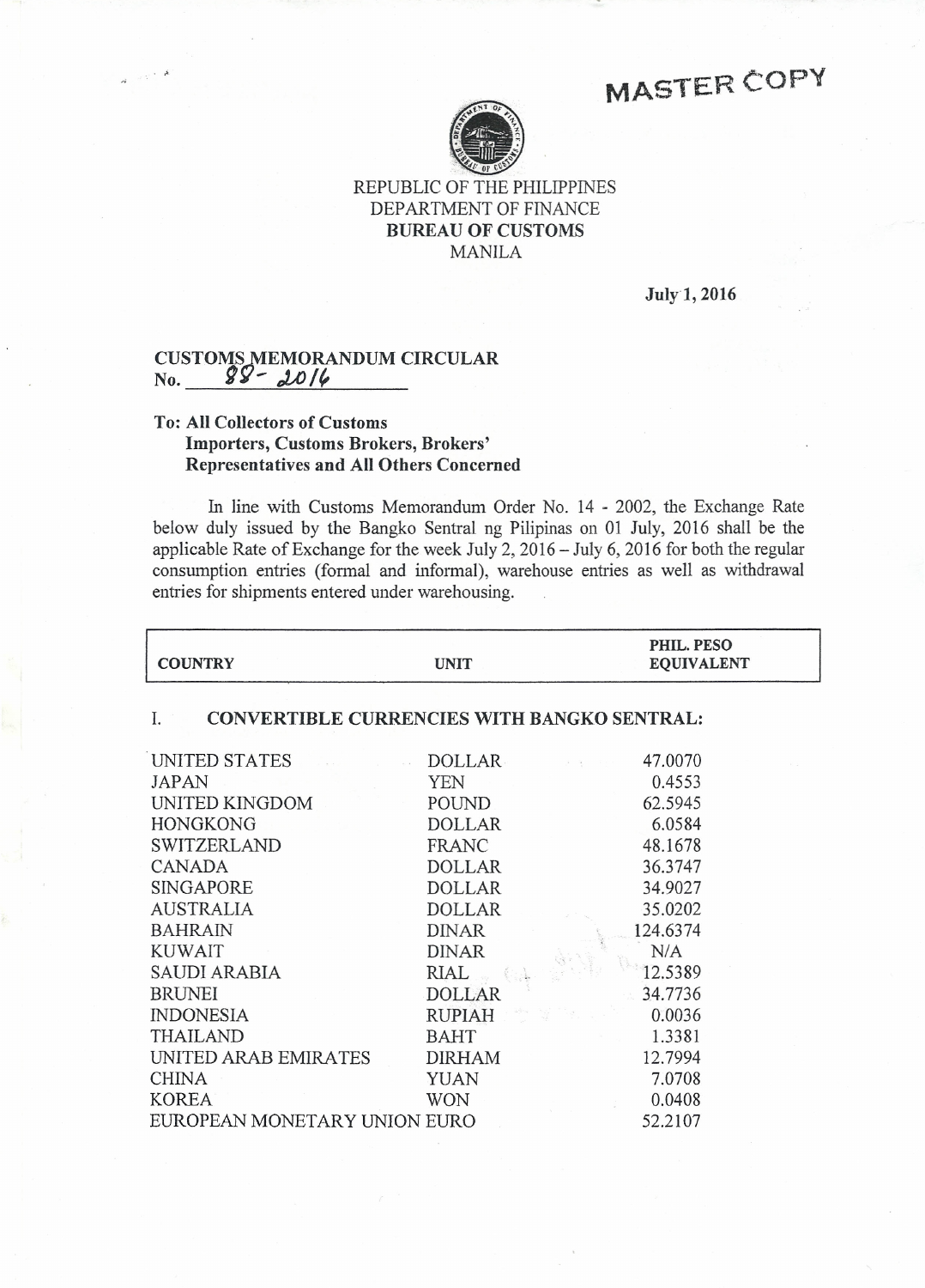**MASTER COPY**

REPUBLIC OF THE PHILIPPINES
DEPARTMENT OF FINANCE
**BUREAU OF CUSTOMS**
MANILA

**July 1, 2016**

**CUSTOMS MEMORANDUM CIRCULAR**
**No. 88-2016**

**To: All Collectors of Customs**
**Importers, Customs Brokers, Brokers' Representatives and All Others Concerned**

In line with Customs Memorandum Order No. 14 - 2002, the Exchange Rate below duly issued by the Bangko Sentral ng Pilipinas on 01 July, 2016 shall be the applicable Rate of Exchange for the week July 2, 2016 – July 6, 2016 for both the regular consumption entries (formal and informal), warehouse entries as well as withdrawal entries for shipments entered under warehousing.

| COUNTRY | UNIT | PHIL. PESO EQUIVALENT |
|---|---|---|
| **I. CONVERTIBLE CURRENCIES WITH BANGKO SENTRAL:** | | |
| UNITED STATES | DOLLAR | 47.0070 |
| JAPAN | YEN | 0.4553 |
| UNITED KINGDOM | POUND | 62.5945 |
| HONGKONG | DOLLAR | 6.0584 |
| SWITZERLAND | FRANC | 48.1678 |
| CANADA | DOLLAR | 36.3747 |
| SINGAPORE | DOLLAR | 34.9027 |
| AUSTRALIA | DOLLAR | 35.0202 |
| BAHRAIN | DINAR | 124.6374 |
| KUWAIT | DINAR | N/A |
| SAUDI ARABIA | RIAL | 12.5389 |
| BRUNEI | DOLLAR | 34.7736 |
| INDONESIA | RUPIAH | 0.0036 |
| THAILAND | BAHT | 1.3381 |
| UNITED ARAB EMIRATES | DIRHAM | 12.7994 |
| CHINA | YUAN | 7.0708 |
| KOREA | WON | 0.0408 |
| EUROPEAN MONETARY UNION | EURO | 52.2107 |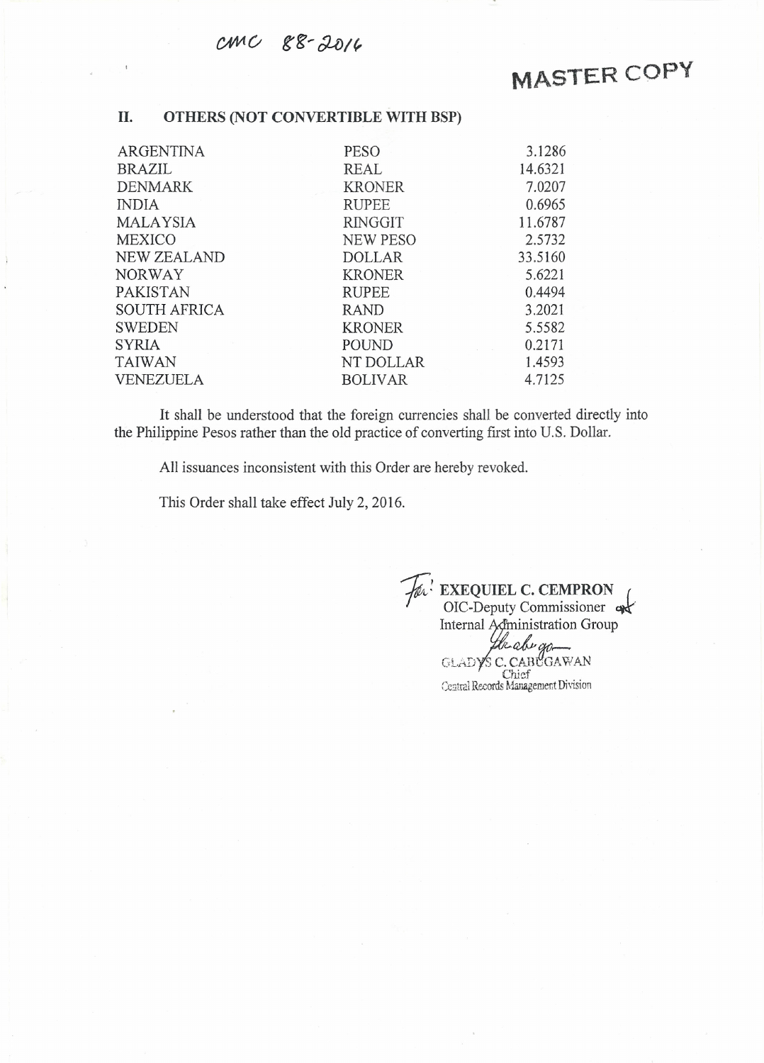CMC 88-2016

MASTER COPY

## II. OTHERS (NOT CONVERTIBLE WITH BSP)

| | | |
|---|---|---|
| ARGENTINA | PESO | 3.1286 |
| BRAZIL | REAL | 14.6321 |
| DENMARK | KRONER | 7.0207 |
| INDIA | RUPEE | 0.6965 |
| MALAYSIA | RINGGIT | 11.6787 |
| MEXICO | NEW PESO | 2.5732 |
| NEW ZEALAND | DOLLAR | 33.5160 |
| NORWAY | KRONER | 5.6221 |
| PAKISTAN | RUPEE | 0.4494 |
| SOUTH AFRICA | RAND | 3.2021 |
| SWEDEN | KRONER | 5.5582 |
| SYRIA | POUND | 0.2171 |
| TAIWAN | NT DOLLAR | 1.4593 |
| VENEZUELA | BOLIVAR | 4.7125 |

It shall be understood that the foreign currencies shall be converted directly into the Philippine Pesos rather than the old practice of converting first into U.S. Dollar.

All issuances inconsistent with this Order are hereby revoked.

This Order shall take effect July 2, 2016.

For: **EXEQUIEL C. CEMPRON**
OIC-Deputy Commissioner
Internal Administration Group

GLADYS C. CABUGAWAN
Chief
Central Records Management Division